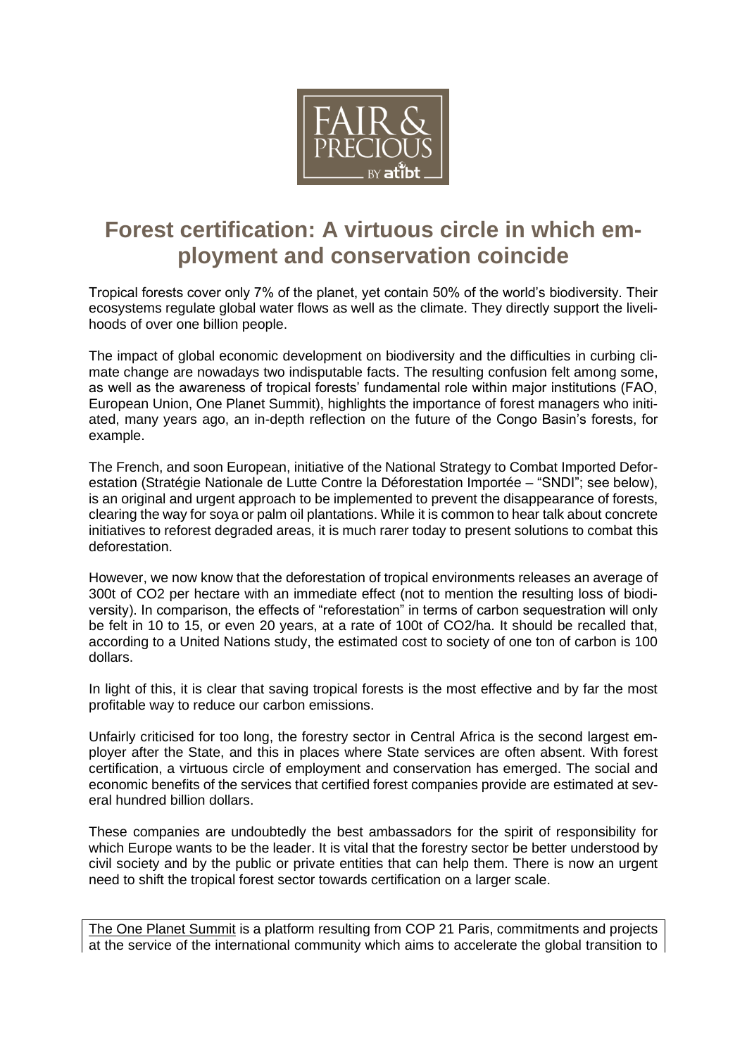FAIR & PRECIOUS BY atibt

# Forest certification: A virtuous circle in which employment and conservation coincide

Tropical forests cover only 7% of the planet, yet contain 50% of the world's biodiversity. Their ecosystems regulate global water flows as well as the climate. They directly support the livelihoods of over one billion people.

The impact of global economic development on biodiversity and the difficulties in curbing climate change are nowadays two indisputable facts. The resulting confusion felt among some, as well as the awareness of tropical forests' fundamental role within major institutions (FAO, European Union, One Planet Summit), highlights the importance of forest managers who initiated, many years ago, an in-depth reflection on the future of the Congo Basin's forests, for example.

The French, and soon European, initiative of the National Strategy to Combat Imported Deforestation (Stratégie Nationale de Lutte Contre la Déforestation Importée – "SNDI"; see below), is an original and urgent approach to be implemented to prevent the disappearance of forests, clearing the way for soya or palm oil plantations. While it is common to hear talk about concrete initiatives to reforest degraded areas, it is much rarer today to present solutions to combat this deforestation.

However, we now know that the deforestation of tropical environments releases an average of 300t of $CO_2$ per hectare with an immediate effect (not to mention the resulting loss of biodiversity). In comparison, the effects of "reforestation" in terms of carbon sequestration will only be felt in 10 to 15, or even 20 years, at a rate of 100t of $CO_2$/ha. It should be recalled that, according to a United Nations study, the estimated cost to society of one ton of carbon is 100 dollars.

In light of this, it is clear that saving tropical forests is the most effective and by far the most profitable way to reduce our carbon emissions.

Unfairly criticised for too long, the forestry sector in Central Africa is the second largest employer after the State, and this in places where State services are often absent. With forest certification, a virtuous circle of employment and conservation has emerged. The social and economic benefits of the services that certified forest companies provide are estimated at several hundred billion dollars.

These companies are undoubtedly the best ambassadors for the spirit of responsibility for which Europe wants to be the leader. It is vital that the forestry sector be better understood by civil society and by the public or private entities that can help them. There is now an urgent need to shift the tropical forest sector towards certification on a larger scale.

The One Planet Summit is a platform resulting from COP 21 Paris, commitments and projects at the service of the international community which aims to accelerate the global transition to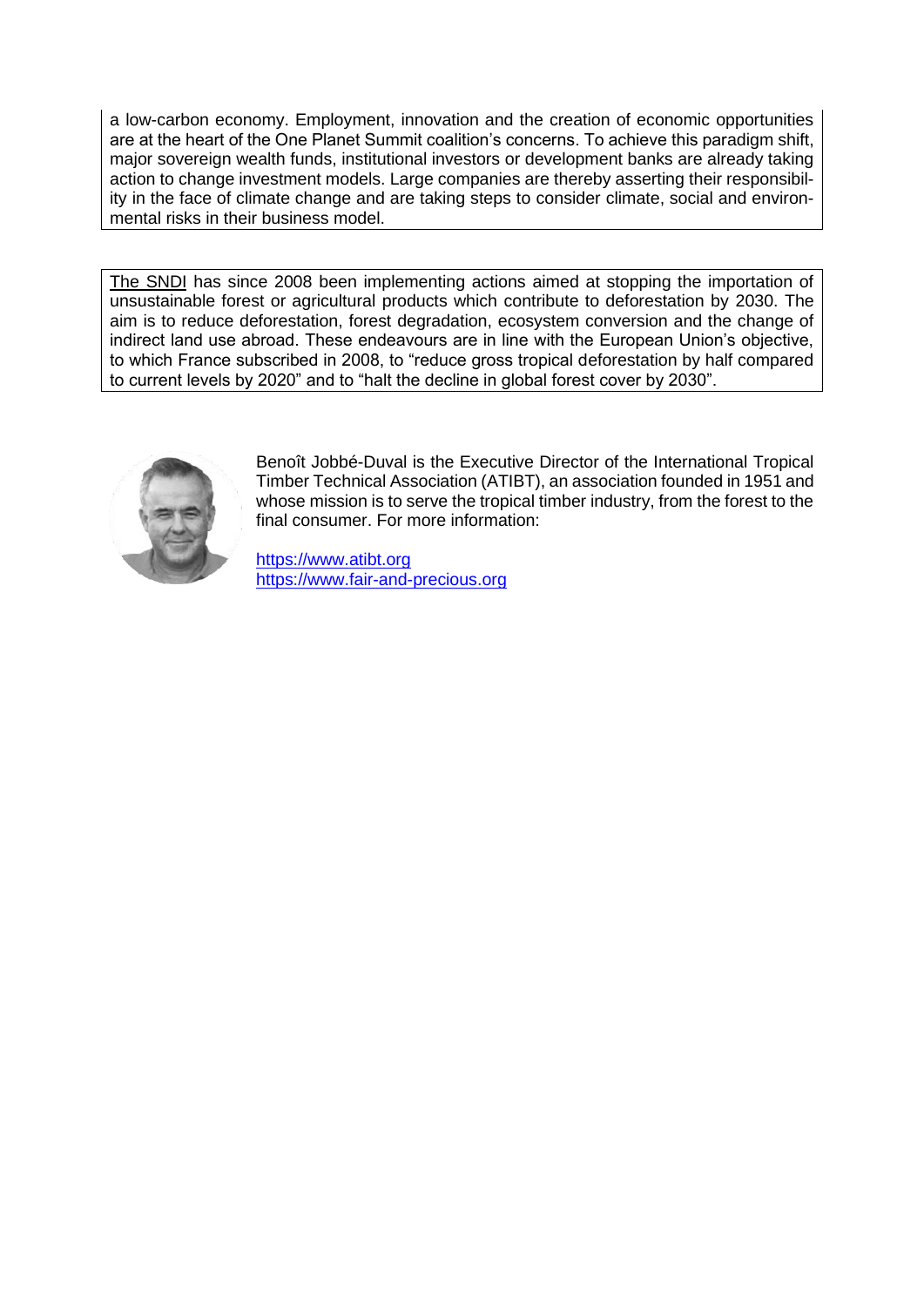a low-carbon economy. Employment, innovation and the creation of economic opportunities are at the heart of the One Planet Summit coalition's concerns. To achieve this paradigm shift, major sovereign wealth funds, institutional investors or development banks are already taking action to change investment models. Large companies are thereby asserting their responsibility in the face of climate change and are taking steps to consider climate, social and environmental risks in their business model.

The SNDI has since 2008 been implementing actions aimed at stopping the importation of unsustainable forest or agricultural products which contribute to deforestation by 2030. The aim is to reduce deforestation, forest degradation, ecosystem conversion and the change of indirect land use abroad. These endeavours are in line with the European Union's objective, to which France subscribed in 2008, to "reduce gross tropical deforestation by half compared to current levels by 2020" and to "halt the decline in global forest cover by 2030".

Benoît Jobbé-Duval is the Executive Director of the International Tropical Timber Technical Association (ATIBT), an association founded in 1951 and whose mission is to serve the tropical timber industry, from the forest to the final consumer. For more information:

https://www.atibt.org
https://www.fair-and-precious.org